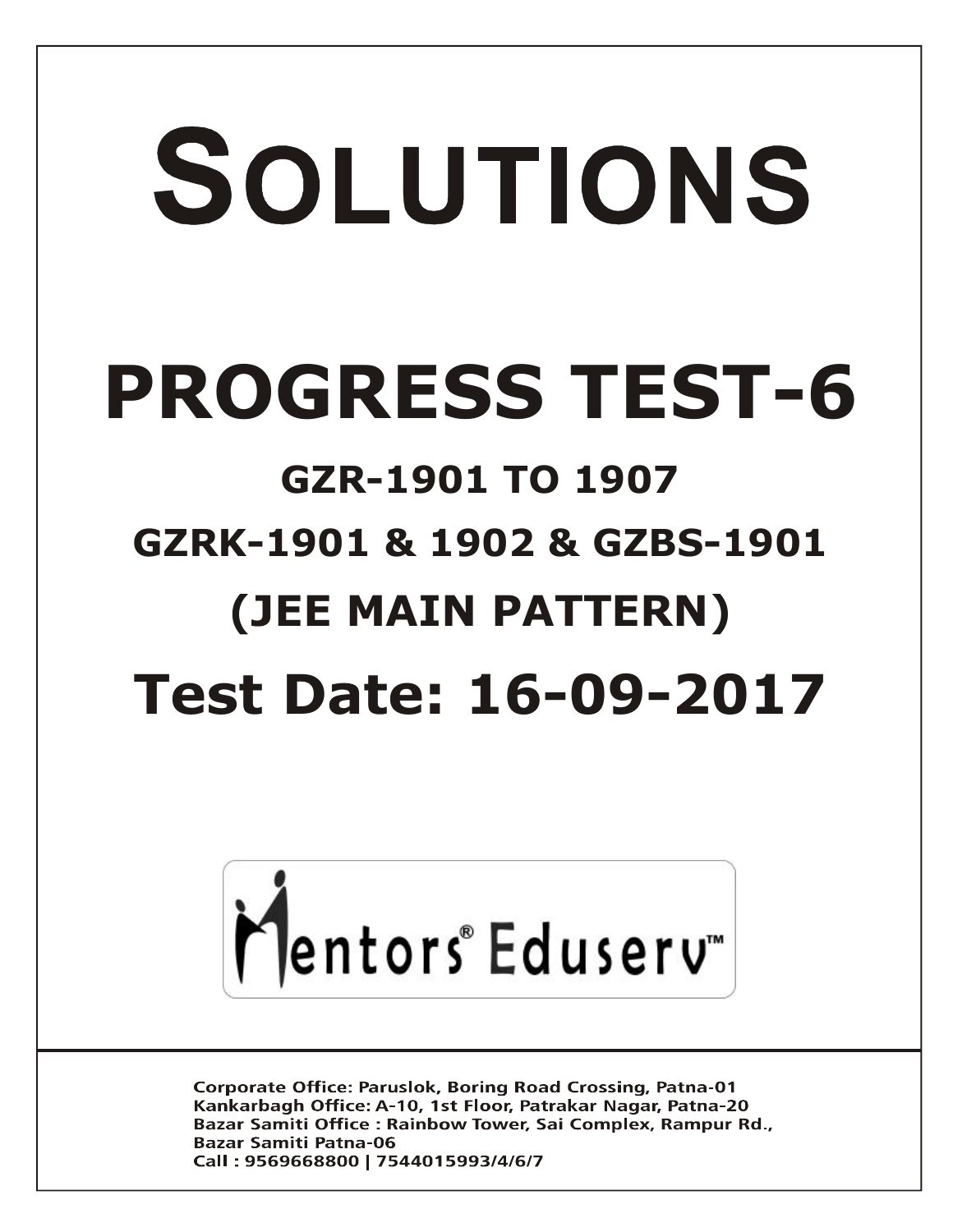# SOLUTIONS

# PROGRESS TEST-6

## GZR-1901 TO 1907

## GZRK-1901 & 1902 & GZBS-1901

## (JEE MAIN PATTERN)

# Test Date: 16-09-2017

Mentors® Eduserv™

**Corporate Office: Paruslok, Boring Road Crossing, Patna-01**
**Kankarbagh Office: A-10, 1st Floor, Patrakar Nagar, Patna-20**
**Bazar Samiti Office : Rainbow Tower, Sai Complex, Rampur Rd., Bazar Samiti Patna-06**
**Call : 9569668800 | 7544015993/4/6/7**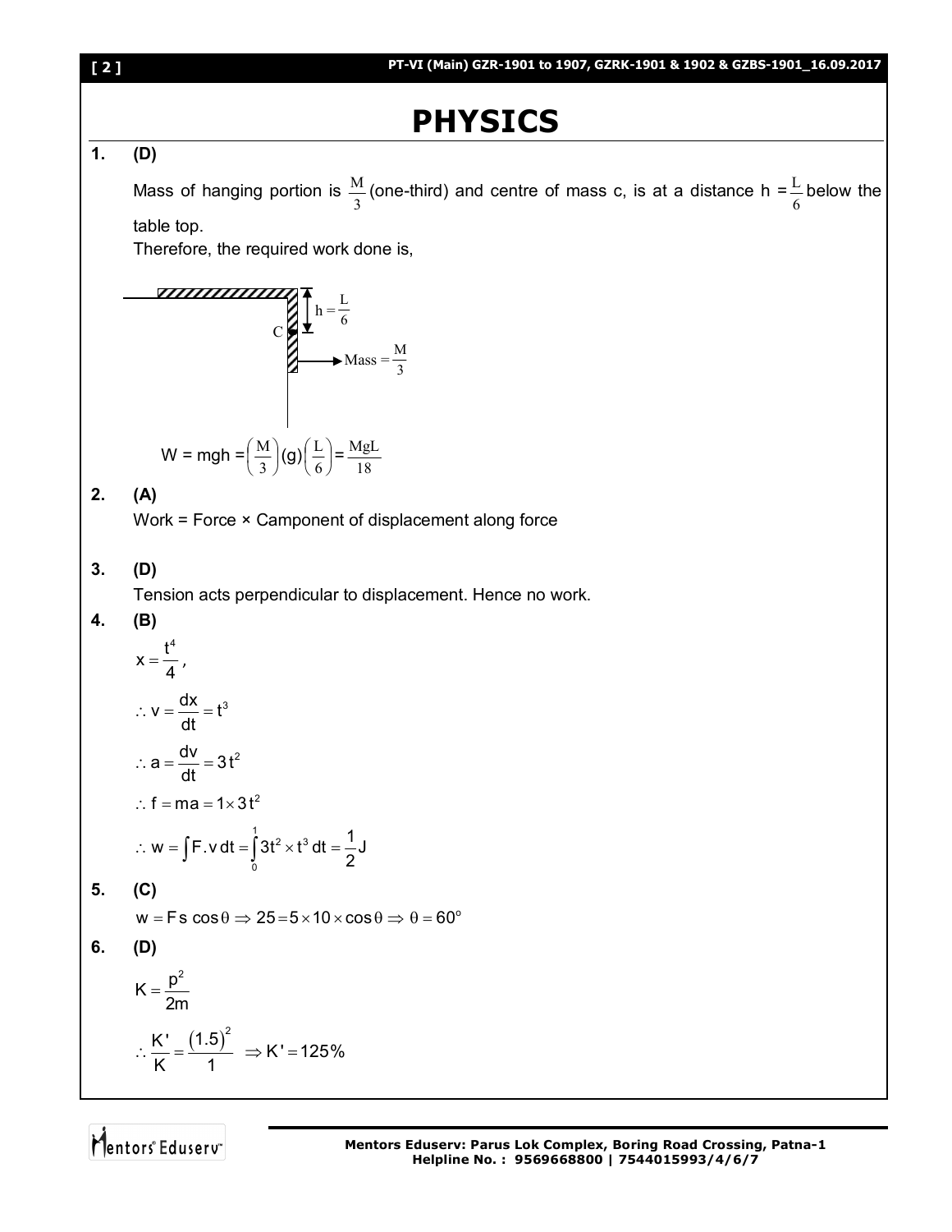# PHYSICS

**1. (D)**

Mass of hanging portion is $\frac{M}{3}$ (one-third) and centre of mass c, is at a distance h = $\frac{L}{6}$ below the table top.

Therefore, the required work done is,

$$W = mgh = \left(\frac{M}{3}\right)(g)\left(\frac{L}{6}\right) = \frac{MgL}{18}$$

**2. (A)**

Work = Force × Camponent of displacement along force

**3. (D)**

Tension acts perpendicular to displacement. Hence no work.

**4. (B)**

$$x = \frac{t^4}{4},$$

$$\therefore v = \frac{dx}{dt} = t^3$$

$$\therefore a = \frac{dv}{dt} = 3t^2$$

$$\therefore f = ma = 1 \times 3t^2$$

$$\therefore w = \int F.v\,dt = \int_0^1 3t^2 \times t^3\,dt = \frac{1}{2}J$$

**5. (C)**

$$w = Fs\cos\theta \Rightarrow 25 = 5 \times 10 \times \cos\theta \Rightarrow \theta = 60^\circ$$

**6. (D)**

$$K = \frac{p^2}{2m}$$

$$\therefore \frac{K'}{K} = \frac{(1.5)^2}{1} \Rightarrow K' = 125\%$$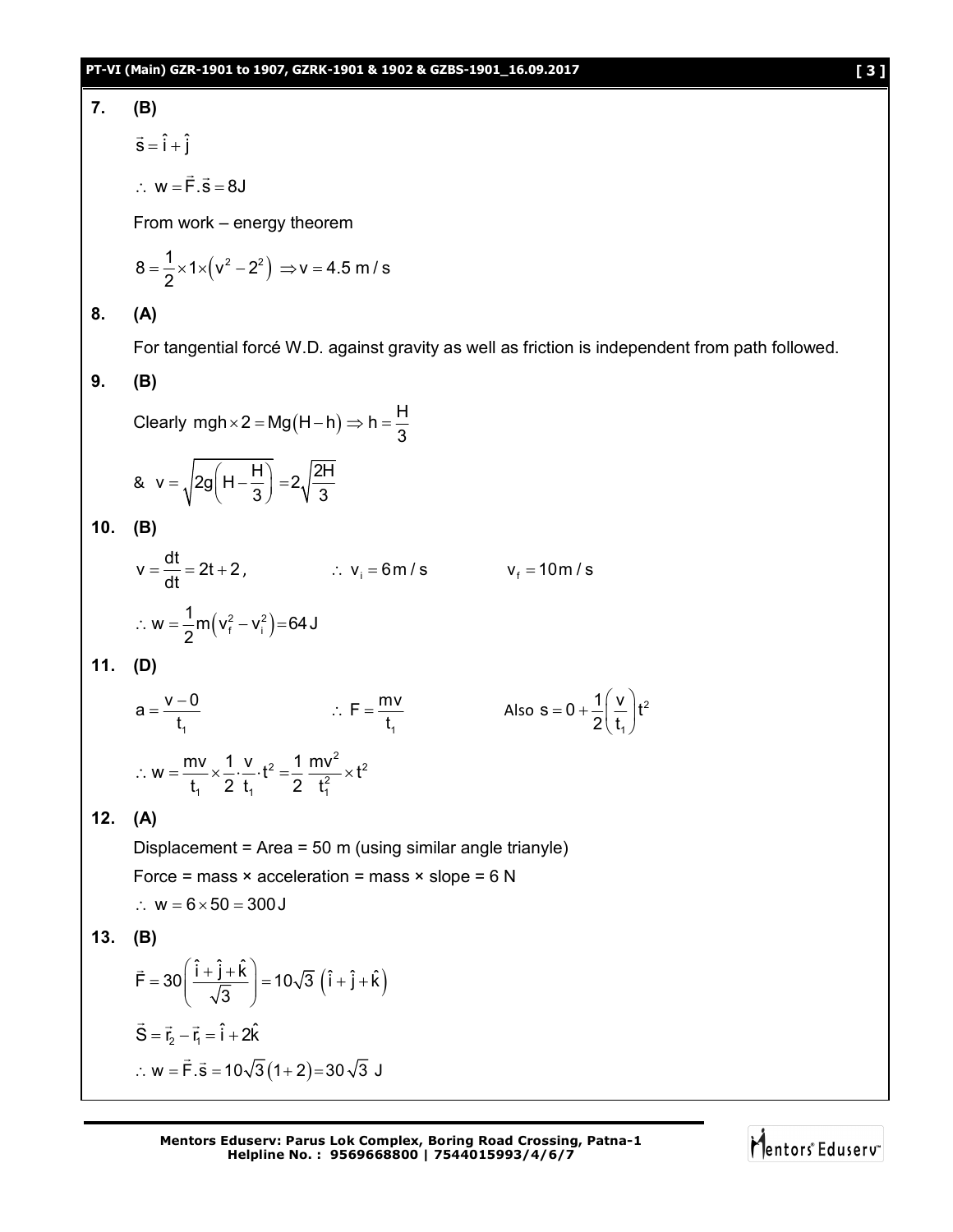**7. (B)**

$\vec{s} = \hat{i} + \hat{j}$

$\therefore\ w = \vec{F}.\vec{s} = 8J$

From work – energy theorem

$8 = \frac{1}{2} \times 1 \times \left(v^2 - 2^2\right)\ \Rightarrow v = 4.5\ m/s$

**8. (A)**

For tangential forcé W.D. against gravity as well as friction is independent from path followed.

**9. (B)**

Clearly $mgh \times 2 = Mg(H-h) \Rightarrow h = \frac{H}{3}$

& $v = \sqrt{2g\left(H - \frac{H}{3}\right)} = 2\sqrt{\frac{2H}{3}}$

**10. (B)**

$v = \frac{dt}{dt} = 2t + 2,\qquad \therefore\ v_i = 6\,m/s \qquad v_f = 10\,m/s$

$\therefore\ w = \frac{1}{2}m\left(v_f^2 - v_i^2\right) = 64\,J$

**11. (D)**

$a = \frac{v-0}{t_1} \qquad \therefore\ F = \frac{mv}{t_1} \qquad \text{Also } s = 0 + \frac{1}{2}\left(\frac{v}{t_1}\right)t^2$

$\therefore\ w = \frac{mv}{t_1} \times \frac{1}{2} \cdot \frac{v}{t_1} \cdot t^2 = \frac{1}{2}\,\frac{mv^2}{t_1^2} \times t^2$

**12. (A)**

Displacement = Area = 50 m (using similar angle trianyle)

Force = mass × acceleration = mass × slope = 6 N

$\therefore\ w = 6 \times 50 = 300\,J$

**13. (B)**

$\vec{F} = 30\left(\frac{\hat{i} + \hat{j} + \hat{k}}{\sqrt{3}}\right) = 10\sqrt{3}\ \left(\hat{i} + \hat{j} + \hat{k}\right)$

$\vec{S} = \vec{r}_2 - \vec{r}_1 = \hat{i} + 2\hat{k}$

$\therefore\ w = \vec{F}.\vec{s} = 10\sqrt{3}\,(1+2) = 30\sqrt{3}\ J$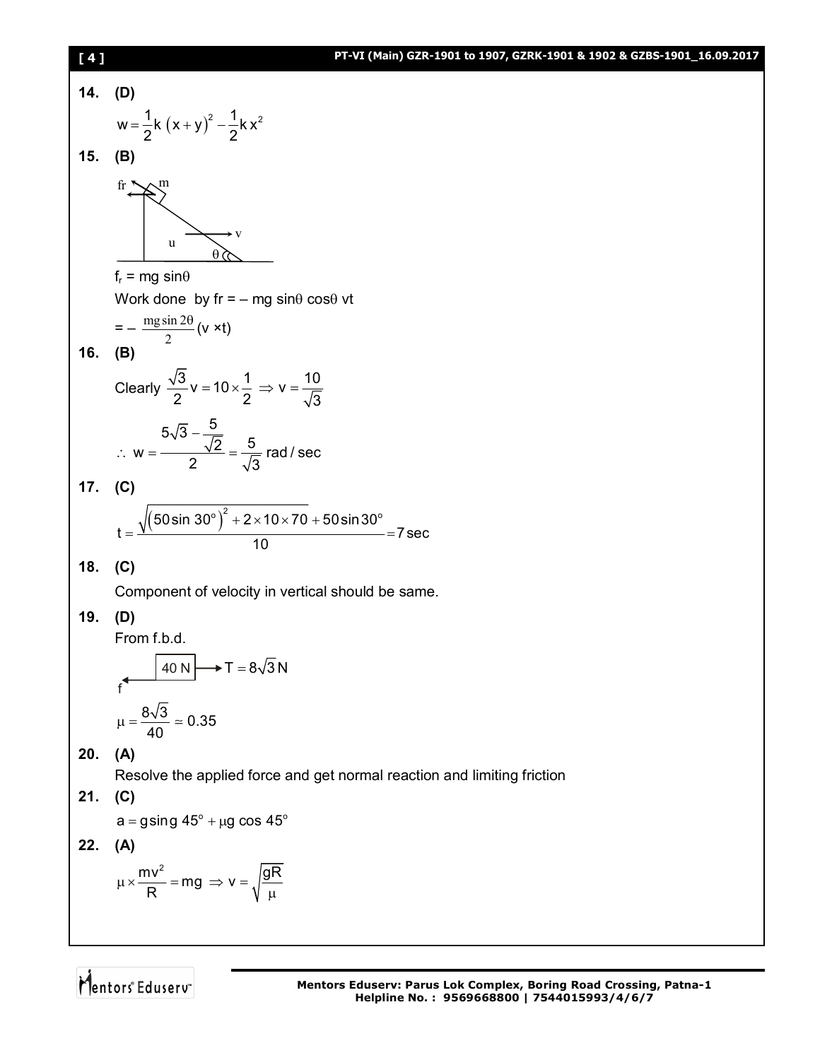**14. (D)**

$$w = \frac{1}{2}k\,(x+y)^2 - \frac{1}{2}k\,x^2$$

**15. (B)**

$f_r = mg\sin\theta$

Work done by fr = – mg sinθ cosθ vt

$= -\frac{mg\sin 2\theta}{2}(v \times t)$

**16. (B)**

Clearly $\frac{\sqrt{3}}{2}v = 10 \times \frac{1}{2} \Rightarrow v = \frac{10}{\sqrt{3}}$

$$\therefore\ w = \frac{5\sqrt{3} - \frac{5}{\sqrt{2}}}{2} = \frac{5}{\sqrt{3}}\ \text{rad/sec}$$

**17. (C)**

$$t = \frac{\sqrt{\left(50\sin 30^\circ\right)^2 + 2\times 10\times 70} + 50\sin 30^\circ}{10} = 7\sec$$

**18. (C)**

Component of velocity in vertical should be same.

**19. (D)**

From f.b.d.

40 N, $T = 8\sqrt{3}\,\text{N}$, f

$$\mu = \frac{8\sqrt{3}}{40} \simeq 0.35$$

**20. (A)**

Resolve the applied force and get normal reaction and limiting friction

**21. (C)**

$$a = g\sin g\ 45^\circ + \mu g\cos 45^\circ$$

**22. (A)**

$$\mu \times \frac{mv^2}{R} = mg \Rightarrow v = \sqrt{\frac{gR}{\mu}}$$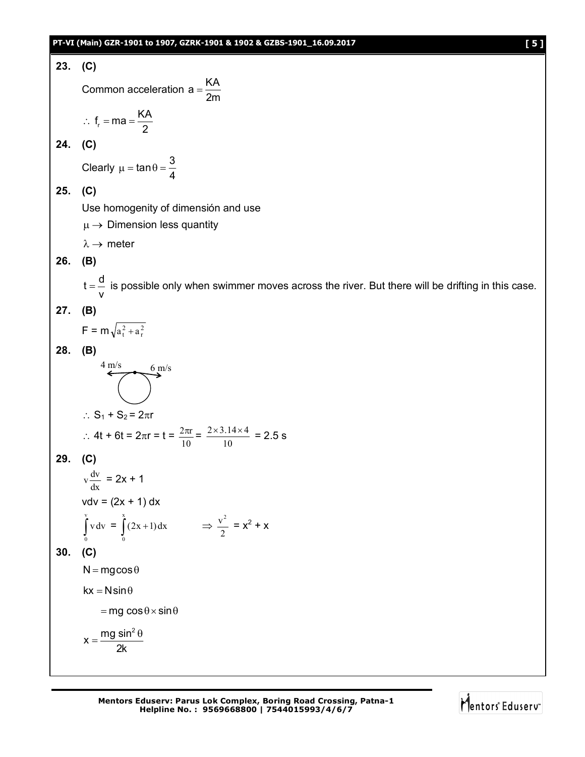**23. (C)**

Common acceleration $a = \frac{KA}{2m}$

$\therefore f_r = ma = \frac{KA}{2}$

**24. (C)**

Clearly $\mu = \tan\theta = \frac{3}{4}$

**25. (C)**

Use homogenity of dimensión and use

$\mu \rightarrow$ Dimension less quantity

$\lambda \rightarrow$ meter

**26. (B)**

$t = \frac{d}{v}$ is possible only when swimmer moves across the river. But there will be drifting in this case.

**27. (B)**

$F = m\sqrt{a_t^2 + a_r^2}$

**28. (B)**

4 m/s    6 m/s

$\therefore S_1 + S_2 = 2\pi r$

$\therefore 4t + 6t = 2\pi r = t = \frac{2\pi r}{10} = \frac{2 \times 3.14 \times 4}{10} = 2.5$ s

**29. (C)**

$v\frac{dv}{dx} = 2x + 1$

$vdv = (2x + 1)\,dx$

$\int_0^v v\,dv = \int_0^x (2x+1)\,dx \quad \Rightarrow \frac{v^2}{2} = x^2 + x$

**30. (C)**

$N = mg\cos\theta$

$kx = N\sin\theta$

$= mg\cos\theta \times \sin\theta$

$x = \frac{mg\sin^2\theta}{2k}$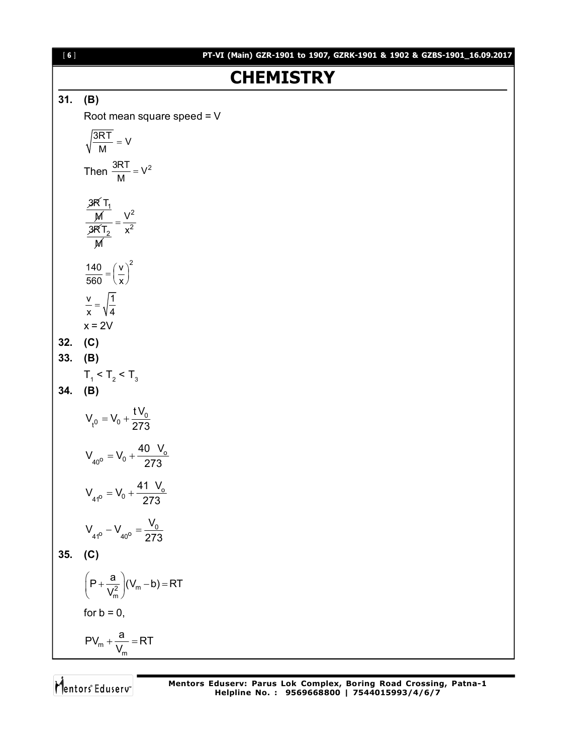# CHEMISTRY

**31. (B)**

Root mean square speed = V

$$\sqrt{\frac{3RT}{M}} = V$$

Then $\frac{3RT}{M} = V^2$

$$\frac{\frac{3R T_1}{M}}{\frac{3RT_2}{M}} = \frac{V^2}{x^2}$$

$$\frac{140}{560} = \left(\frac{v}{x}\right)^2$$

$$\frac{v}{x} = \sqrt{\frac{1}{4}}$$

x = 2V

**32. (C)**

**33. (B)**

$T_1 < T_2 < T_3$

**34. (B)**

$$V_{t^0} = V_0 + \frac{t V_0}{273}$$

$$V_{40^o} = V_0 + \frac{40 \ V_o}{273}$$

$$V_{41^o} = V_0 + \frac{41 \ V_o}{273}$$

$$V_{41^o} - V_{40^o} = \frac{V_0}{273}$$

**35. (C)**

$$\left(P + \frac{a}{V_m^2}\right)(V_m - b) = RT$$

for b = 0,

$$PV_m + \frac{a}{V_m} = RT$$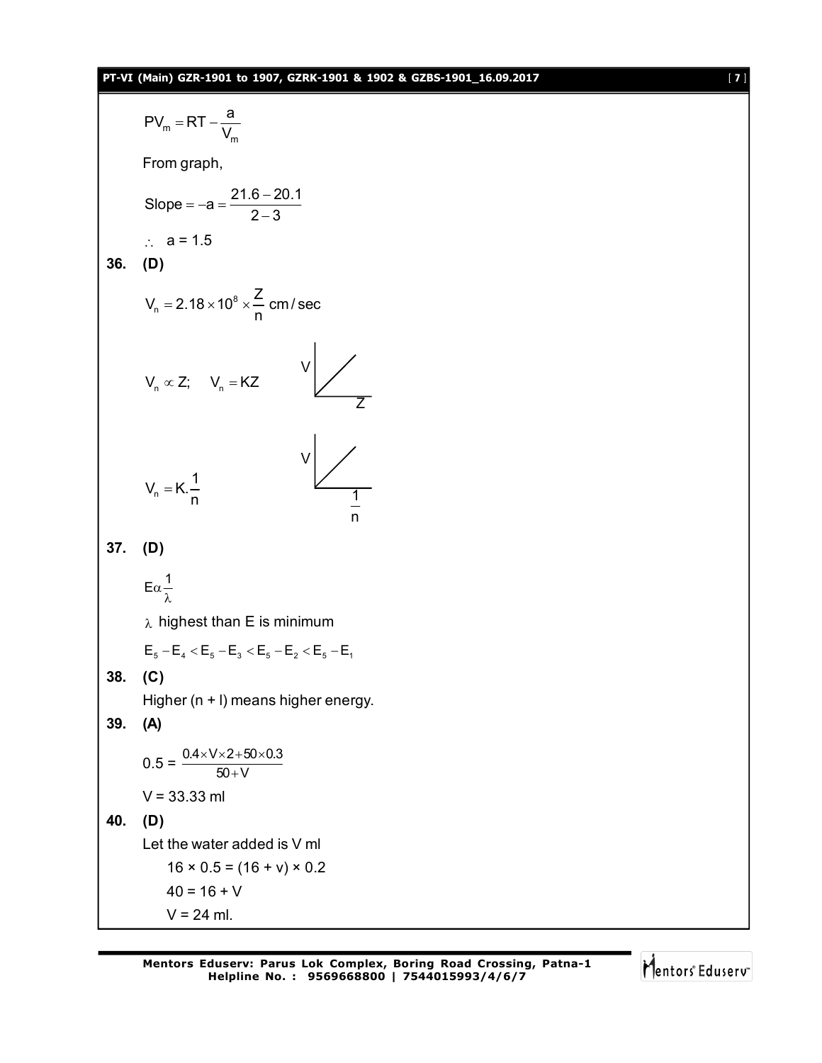$$PV_m = RT - \frac{a}{V_m}$$

From graph,

$$\text{Slope} = -a = \frac{21.6 - 20.1}{2 - 3}$$

$\therefore$ a = 1.5

**36. (D)**

$$V_n = 2.18 \times 10^8 \times \frac{Z}{n} \text{ cm/sec}$$

$V_n \propto Z; \quad V_n = KZ$

$V_n = K.\frac{1}{n}$

**37. (D)**

$E \alpha \frac{1}{\lambda}$

$\lambda$ highest than E is minimum

$E_5 - E_4 < E_5 - E_3 < E_5 - E_2 < E_5 - E_1$

**38. (C)**

Higher (n + l) means higher energy.

**39. (A)**

$$0.5 = \frac{0.4 \times V \times 2 + 50 \times 0.3}{50 + V}$$

V = 33.33 ml

**40. (D)**

Let the water added is V ml

16 × 0.5 = (16 + v) × 0.2

40 = 16 + V

V = 24 ml.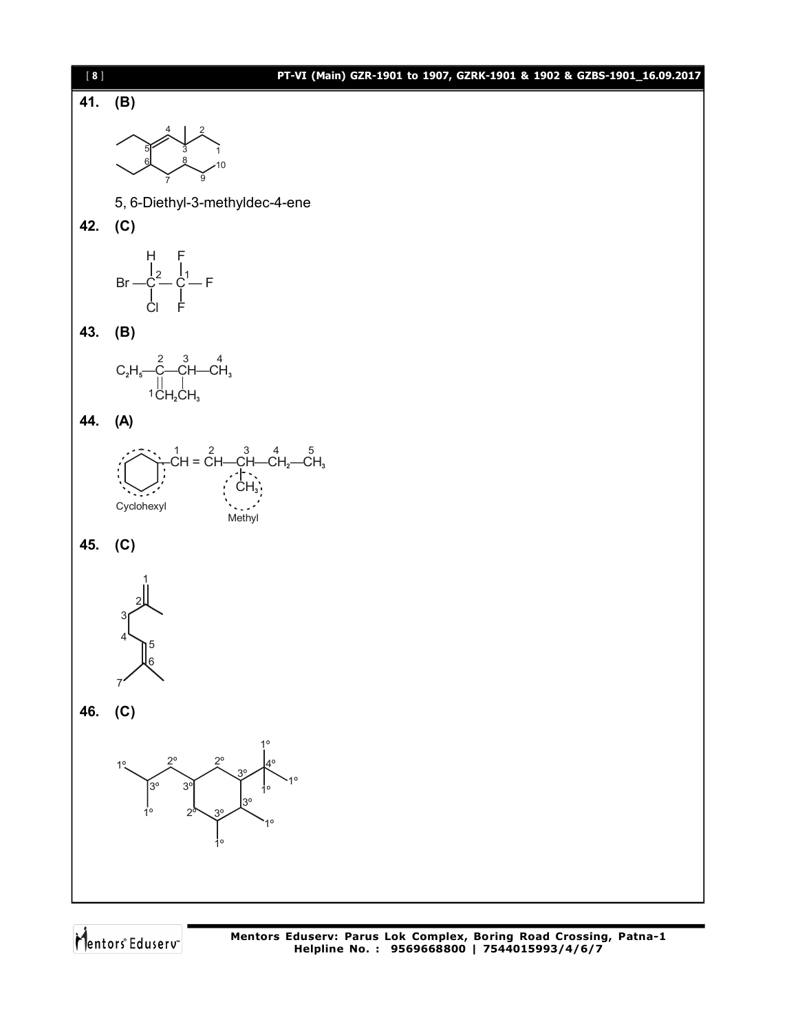**41. (B)**

5, 6-Diethyl-3-methyldec-4-ene

**42. (C)**

$$Br-\overset{\overset{H}{|}}{\underset{\underset{Cl}{|}}{C^2}}-\overset{\overset{F}{|}}{\underset{\underset{F}{|}}{C^1}}-F$$

**43. (B)**

$$C_2H_5-\overset{2}{C}(={}^1CH_2)-\overset{3}{C}H(CH_3)-\overset{4}{C}H_3$$

**44. (A)**

$$\text{Cyclohexyl}-\overset{1}{C}H=\overset{2}{C}H-\overset{3}{C}H(CH_3)-\overset{4}{C}H_2-\overset{5}{C}H_3$$

Cyclohexyl

Methyl

**45. (C)**

**46. (C)**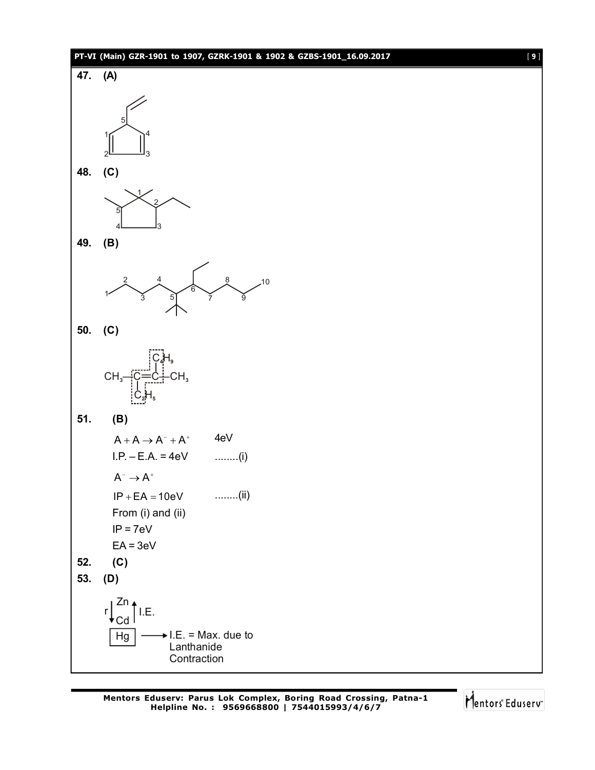**47. (A)**

**48. (C)**

**49. (B)**

**50. (C)**

$$CH_3-C(C_2H_5)=C(C_4H_9)-CH_3$$

**51. (B)**

$A + A \rightarrow A^- + A^+$   4eV

I.P. – E.A. = 4eV   ........(i)

$A^- \rightarrow A^+$

$IP + EA = 10eV$   ........(ii)

From (i) and (ii)

IP = 7eV

EA = 3eV

**52. (C)**

**53. (D)**

r ↓ Zn, Cd ↑ I.E.

Hg ⟶ I.E. = Max. due to Lanthanide Contraction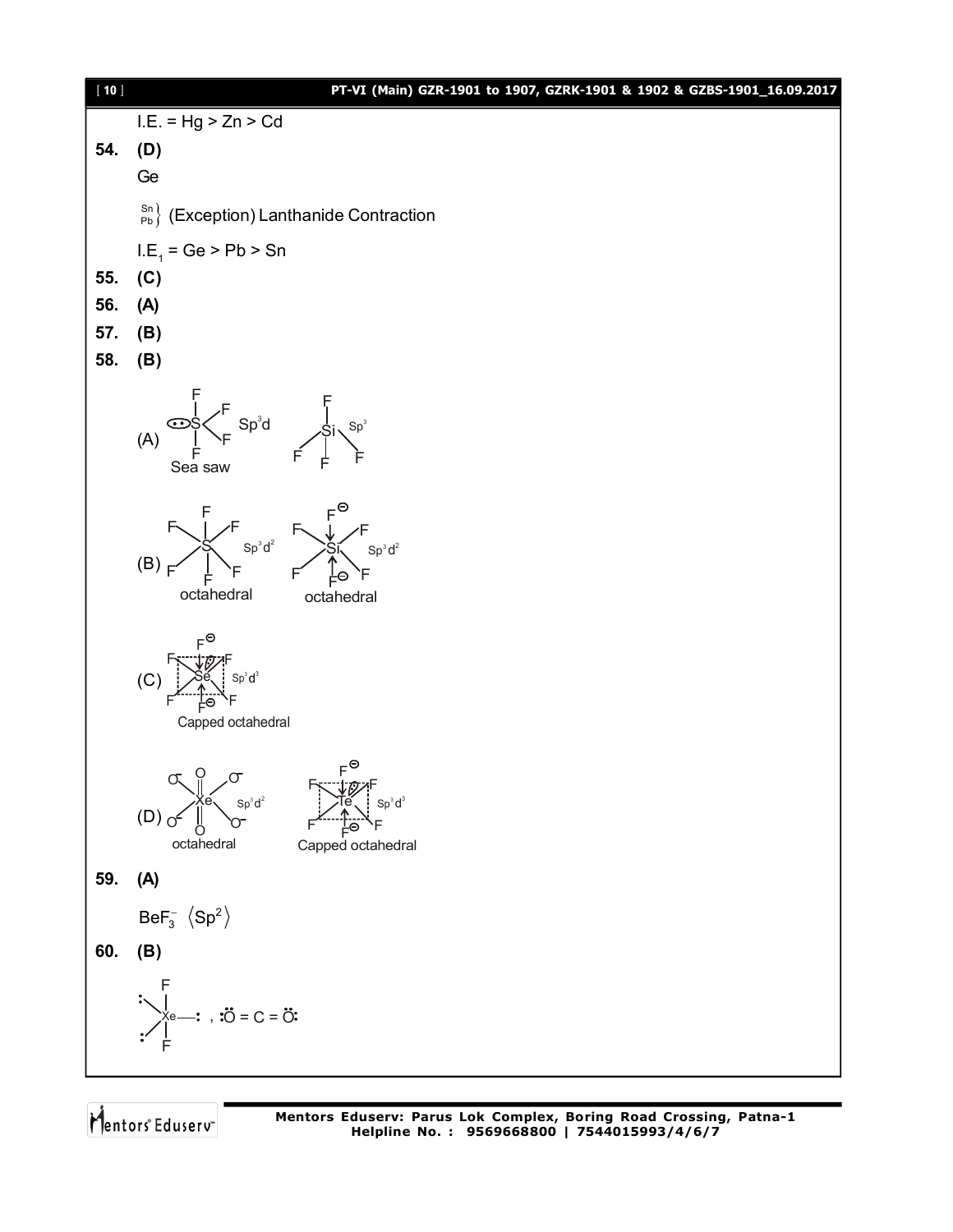I.E. = Hg > Zn > Cd

**54. (D)**

Ge

Sn, Pb } (Exception) Lanthanide Contraction

$I.E_1$ = Ge > Pb > Sn

**55. (C)**

**56. (A)**

**57. (B)**

**58. (B)**

(A) $SF_4$ : $Sp^3d$, Sea saw; $SiF_4$ : $Sp^3$

(B) $SF_6$ : $Sp^3d^2$, octahedral; $SiF_6^{2-}$ : $Sp^3d^2$, octahedral

(C) $SeF_6^{2-}$ : $Sp^3d^3$, Capped octahedral

(D) $XeO_6^{4-}$ : $Sp^3d^2$, octahedral; $TeF_6^{2-}$ : $Sp^3d^3$, Capped octahedral

**59. (A)**

$BeF_3^-$ $\langle Sp^2 \rangle$

**60. (B)**

$XeF_2$ , $:\ddot{O} = C = \ddot{O}:$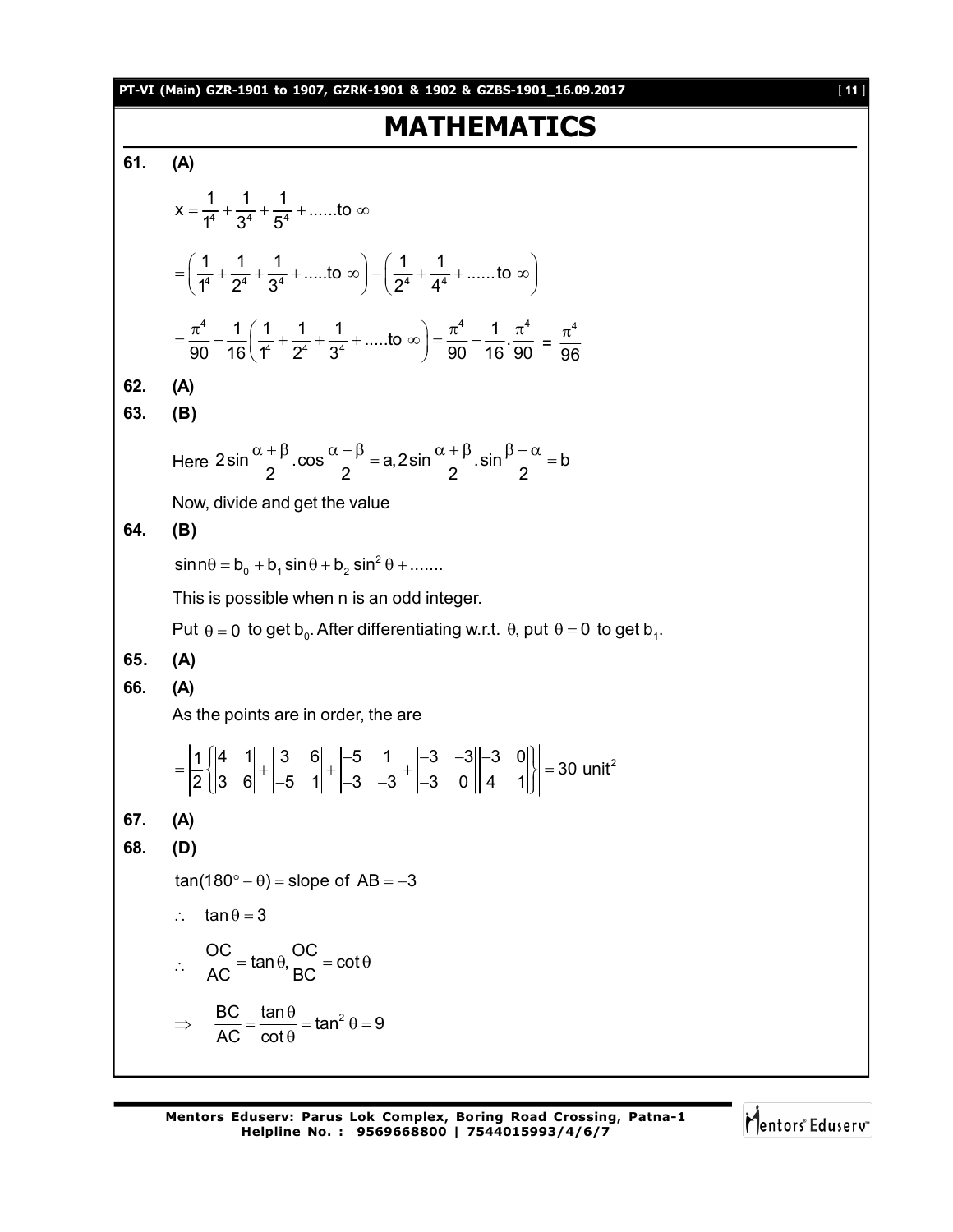# MATHEMATICS

**61. (A)**

$$x = \frac{1}{1^4} + \frac{1}{3^4} + \frac{1}{5^4} + ......\text{to } \infty$$

$$= \left(\frac{1}{1^4} + \frac{1}{2^4} + \frac{1}{3^4} + .....\text{to } \infty\right) - \left(\frac{1}{2^4} + \frac{1}{4^4} + ......\text{to } \infty\right)$$

$$= \frac{\pi^4}{90} - \frac{1}{16}\left(\frac{1}{1^4} + \frac{1}{2^4} + \frac{1}{3^4} + .....\text{to } \infty\right) = \frac{\pi^4}{90} - \frac{1}{16}.\frac{\pi^4}{90} = \frac{\pi^4}{96}$$

**62. (A)**

**63. (B)**

Here $2\sin\frac{\alpha+\beta}{2}.\cos\frac{\alpha-\beta}{2} = a, 2\sin\frac{\alpha+\beta}{2}.\sin\frac{\beta-\alpha}{2} = b$

Now, divide and get the value

**64. (B)**

$\sin n\theta = b_0 + b_1\sin\theta + b_2\sin^2\theta + .......$

This is possible when n is an odd integer.

Put $\theta = 0$ to get $b_0$. After differentiating w.r.t. $\theta$, put $\theta = 0$ to get $b_1$.

**65. (A)**

**66. (A)**

As the points are in order, the are

$$= \left|\frac{1}{2}\left\{\begin{vmatrix}4 & 1\\3 & 6\end{vmatrix} + \begin{vmatrix}3 & 6\\-5 & 1\end{vmatrix} + \begin{vmatrix}-5 & 1\\-3 & -3\end{vmatrix} + \begin{vmatrix}-3 & -3\\-3 & 0\end{vmatrix}\begin{vmatrix}-3 & 0\\4 & 1\end{vmatrix}\right\}\right| = 30 \text{ unit}^2$$

**67. (A)**

**68. (D)**

$\tan(180° - \theta) = \text{slope of } AB = -3$

$\therefore \quad \tan\theta = 3$

$\therefore \quad \frac{OC}{AC} = \tan\theta, \frac{OC}{BC} = \cot\theta$

$\Rightarrow \quad \frac{BC}{AC} = \frac{\tan\theta}{\cot\theta} = \tan^2\theta = 9$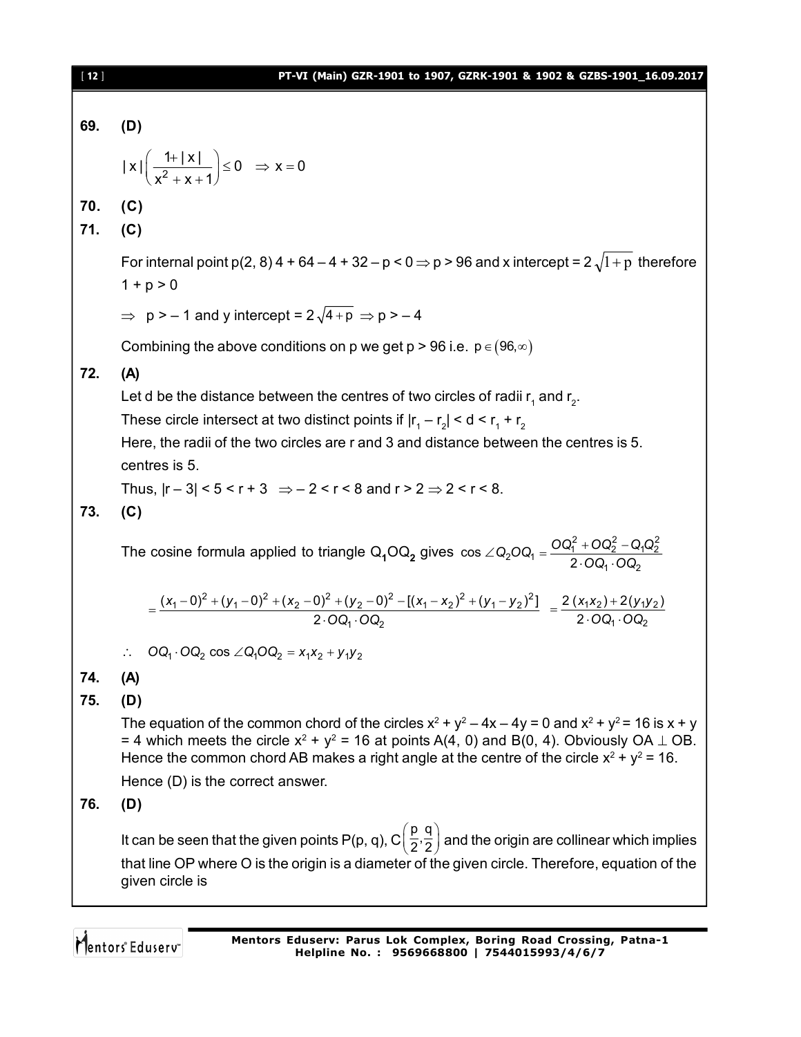**69. (D)**

$$|x|\left(\frac{1+|x|}{x^2+x+1}\right)\le 0 \quad \Rightarrow x=0$$

**70. (C)**

**71. (C)**

For internal point p(2, 8) 4 + 64 – 4 + 32 – p < 0 $\Rightarrow$ p > 96 and x intercept = $2\sqrt{1+p}$ therefore 1 + p > 0

$\Rightarrow$ p > – 1 and y intercept = $2\sqrt{4+p}$ $\Rightarrow$ p > – 4

Combining the above conditions on p we get p > 96 i.e. $p \in (96, \infty)$

**72. (A)**

Let d be the distance between the centres of two circles of radii $r_1$ and $r_2$.

These circle intersect at two distinct points if $|r_1 - r_2| < d < r_1 + r_2$

Here, the radii of the two circles are r and 3 and distance between the centres is 5.

centres is 5.

Thus, $|r - 3| < 5 < r + 3 \Rightarrow -2 < r < 8$ and $r > 2 \Rightarrow 2 < r < 8$.

**73. (C)**

The cosine formula applied to triangle $Q_1OQ_2$ gives $\cos \angle Q_2OQ_1 = \dfrac{OQ_1^2 + OQ_2^2 - Q_1Q_2^2}{2 \cdot OQ_1 \cdot OQ_2}$

$$= \frac{(x_1-0)^2+(y_1-0)^2+(x_2-0)^2+(y_2-0)^2-[(x_1-x_2)^2+(y_1-y_2)^2]}{2 \cdot OQ_1 \cdot OQ_2} = \frac{2(x_1x_2)+2(y_1y_2)}{2 \cdot OQ_1 \cdot OQ_2}$$

$$\therefore \quad OQ_1 \cdot OQ_2 \cos \angle Q_1OQ_2 = x_1x_2 + y_1y_2$$

**74. (A)**

**75. (D)**

The equation of the common chord of the circles $x^2 + y^2 - 4x - 4y = 0$ and $x^2 + y^2 = 16$ is x + y = 4 which meets the circle $x^2 + y^2 = 16$ at points A(4, 0) and B(0, 4). Obviously OA $\perp$ OB. Hence the common chord AB makes a right angle at the centre of the circle $x^2 + y^2 = 16$.

Hence (D) is the correct answer.

**76. (D)**

It can be seen that the given points P(p, q), $C\left(\dfrac{p}{2}, \dfrac{q}{2}\right)$ and the origin are collinear which implies that line OP where O is the origin is a diameter of the given circle. Therefore, equation of the given circle is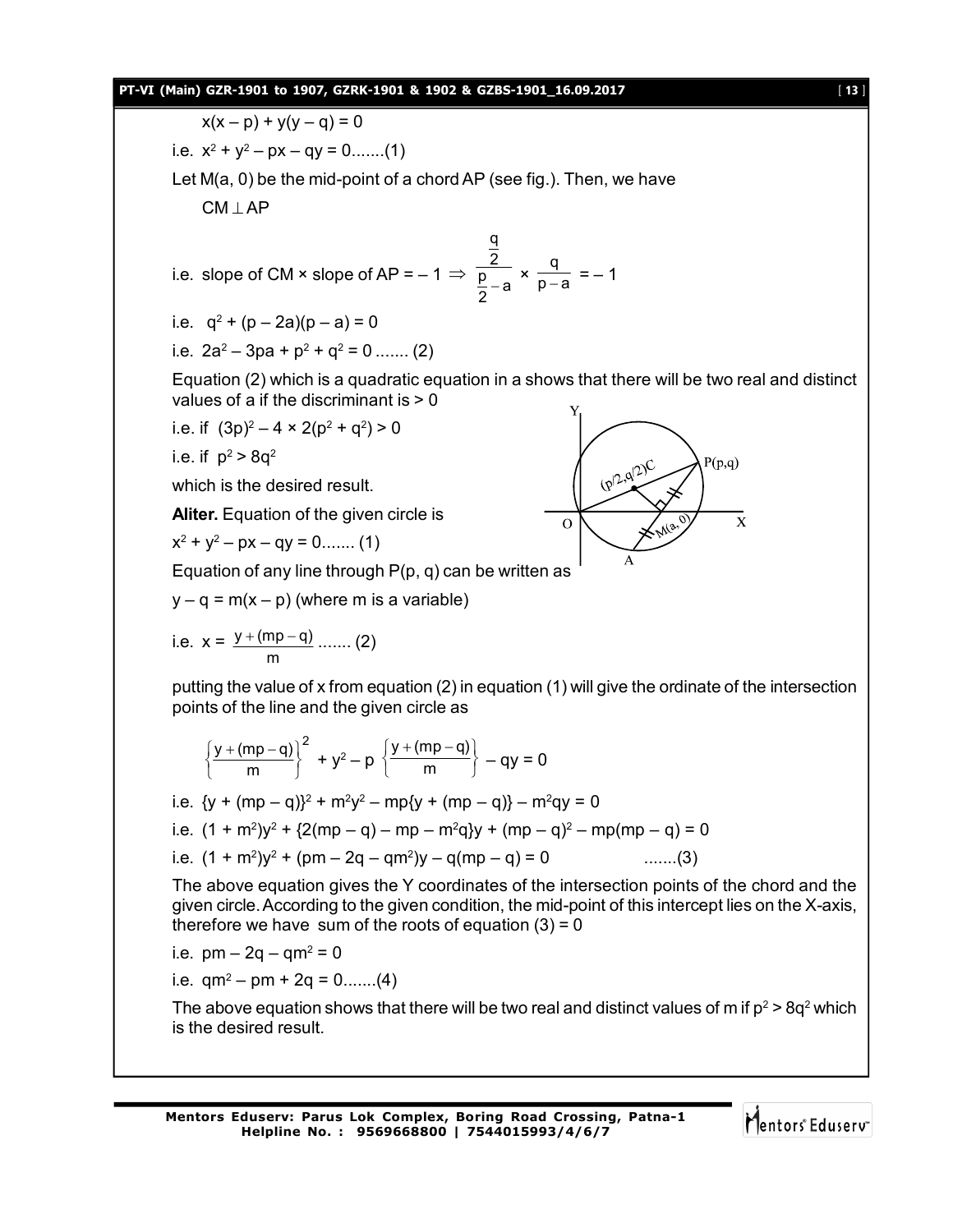$x(x - p) + y(y - q) = 0$

i.e. $x^2 + y^2 - px - qy = 0$.......(1)

Let M(a, 0) be the mid-point of a chord AP (see fig.). Then, we have

$CM \perp AP$

i.e. slope of CM × slope of AP = – 1 $\Rightarrow \dfrac{\frac{q}{2}}{\frac{p}{2} - a} \times \dfrac{q}{p - a} = -1$

i.e. $q^2 + (p - 2a)(p - a) = 0$

i.e. $2a^2 - 3pa + p^2 + q^2 = 0$ ....... (2)

Equation (2) which is a quadratic equation in a shows that there will be two real and distinct values of a if the discriminant is > 0

i.e. if $(3p)^2 - 4 \times 2(p^2 + q^2) > 0$

i.e. if $p^2 > 8q^2$

which is the desired result.

**Aliter.** Equation of the given circle is

$x^2 + y^2 - px - qy = 0$....... (1)

Equation of any line through P(p, q) can be written as

$y - q = m(x - p)$ (where m is a variable)

i.e. $x = \dfrac{y + (mp - q)}{m}$ ....... (2)

putting the value of x from equation (2) in equation (1) will give the ordinate of the intersection points of the line and the given circle as

$$\left\{\frac{y + (mp - q)}{m}\right\}^2 + y^2 - p\left\{\frac{y + (mp - q)}{m}\right\} - qy = 0$$

i.e. $\{y + (mp - q)\}^2 + m^2y^2 - mp\{y + (mp - q)\} - m^2qy = 0$

i.e. $(1 + m^2)y^2 + \{2(mp - q) - mp - m^2q\}y + (mp - q)^2 - mp(mp - q) = 0$

i.e. $(1 + m^2)y^2 + (pm - 2q - qm^2)y - q(mp - q) = 0$ .......(3)

The above equation gives the Y coordinates of the intersection points of the chord and the given circle. According to the given condition, the mid-point of this intercept lies on the X-axis, therefore we have sum of the roots of equation (3) = 0

i.e. $pm - 2q - qm^2 = 0$

i.e. $qm^2 - pm + 2q = 0$.......(4)

The above equation shows that there will be two real and distinct values of m if $p^2 > 8q^2$ which is the desired result.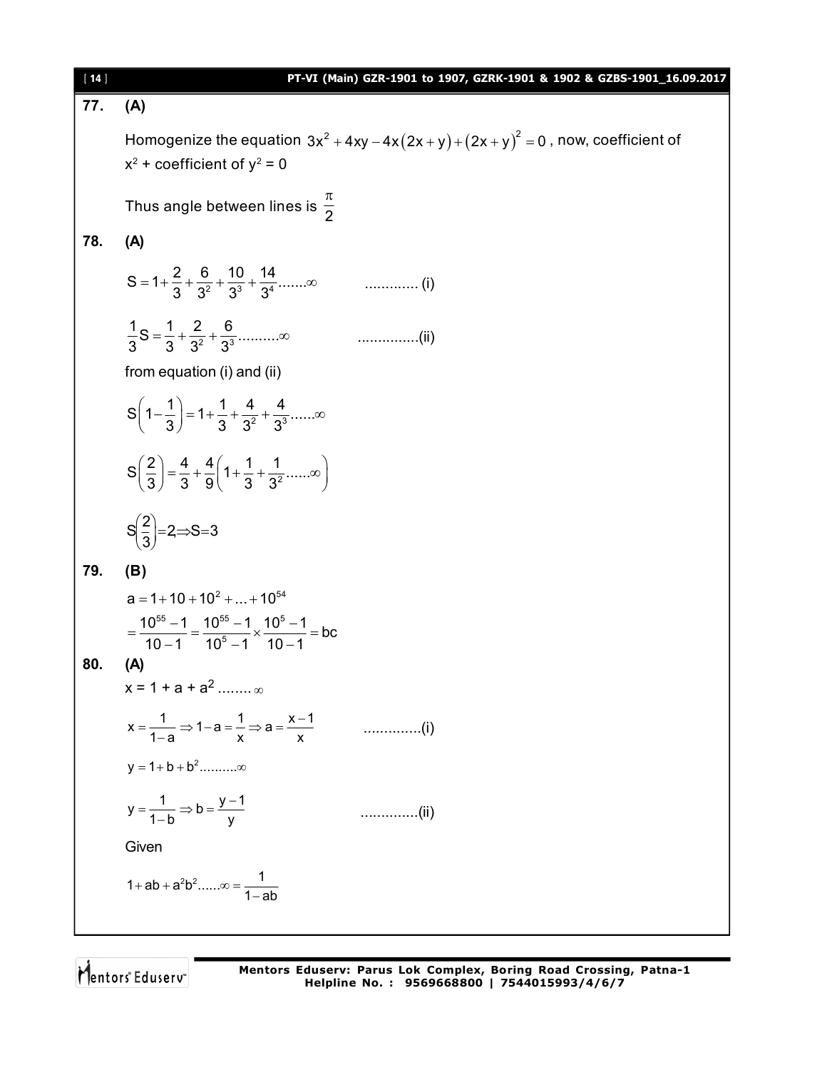**77. (A)**

Homogenize the equation $3x^2 + 4xy - 4x(2x+y) + (2x+y)^2 = 0$ , now, coefficient of $x^2$ + coefficient of $y^2 = 0$

Thus angle between lines is $\frac{\pi}{2}$

**78. (A)**

$$S = 1 + \frac{2}{3} + \frac{6}{3^2} + \frac{10}{3^3} + \frac{14}{3^4} .......\infty \quad ............ (i)$$

$$\frac{1}{3}S = \frac{1}{3} + \frac{2}{3^2} + \frac{6}{3^3} ..........\infty \quad ...............(ii)$$

from equation (i) and (ii)

$$S\left(1 - \frac{1}{3}\right) = 1 + \frac{1}{3} + \frac{4}{3^2} + \frac{4}{3^3} ......\infty$$

$$S\left(\frac{2}{3}\right) = \frac{4}{3} + \frac{4}{9}\left(1 + \frac{1}{3} + \frac{1}{3^2} ......\infty\right)$$

$$S\left(\frac{2}{3}\right) = 2, \Rightarrow S = 3$$

**79. (B)**

$$a = 1 + 10 + 10^2 + ... + 10^{54}$$

$$= \frac{10^{55} - 1}{10 - 1} = \frac{10^{55} - 1}{10^5 - 1} \times \frac{10^5 - 1}{10 - 1} = bc$$

**80. (A)**

$x = 1 + a + a^2 ........ \infty$

$$x = \frac{1}{1-a} \Rightarrow 1 - a = \frac{1}{x} \Rightarrow a = \frac{x-1}{x} \quad ..............(i)$$

$$y = 1 + b + b^2 ..........\infty$$

$$y = \frac{1}{1-b} \Rightarrow b = \frac{y-1}{y} \quad ..............(ii)$$

Given

$$1 + ab + a^2b^2 ......\infty = \frac{1}{1-ab}$$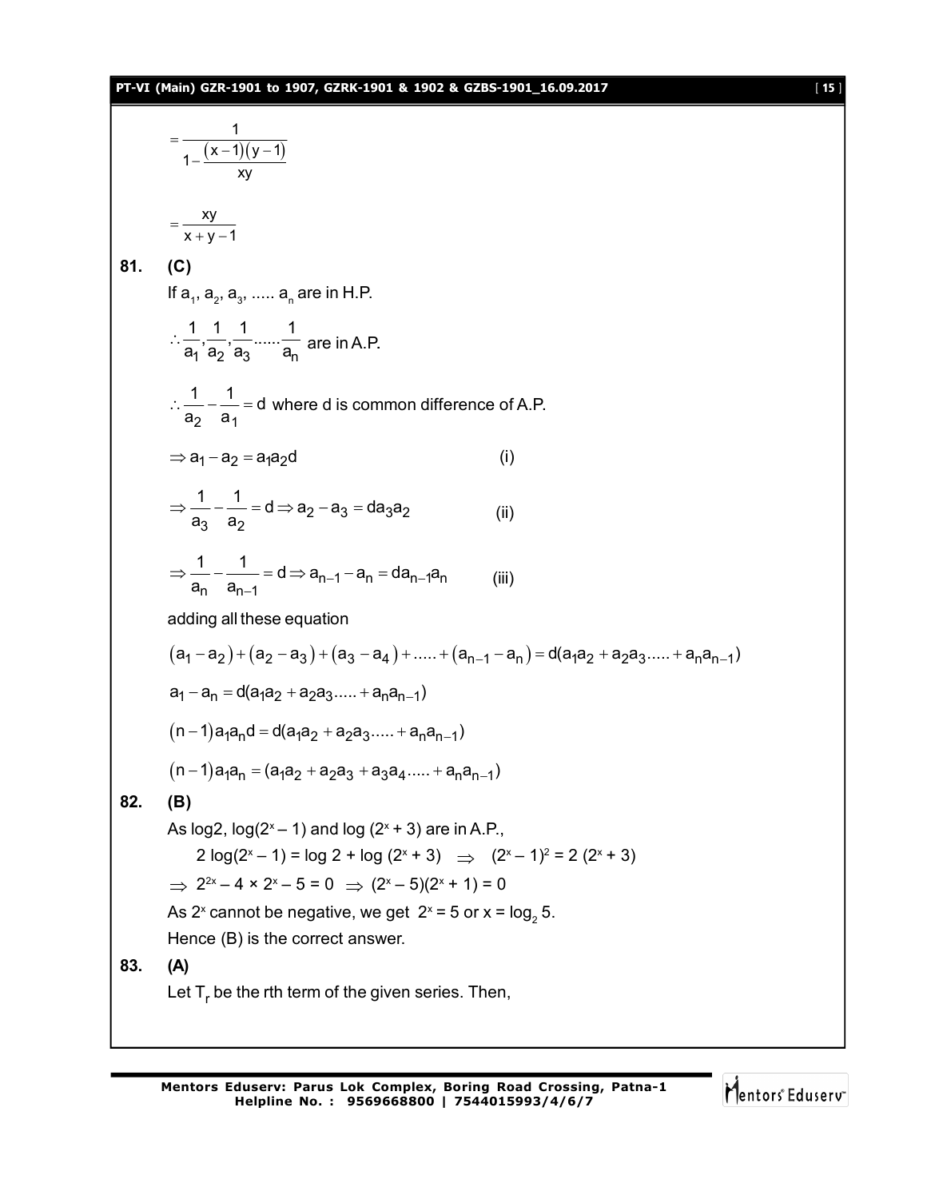$$= \frac{1}{1 - \frac{(x-1)(y-1)}{xy}}$$

$$= \frac{xy}{x+y-1}$$

**81. (C)**

If $a_1, a_2, a_3, \ldots.. a_n$ are in H.P.

$\therefore \frac{1}{a_1}, \frac{1}{a_2}, \frac{1}{a_3} \ldots\ldots \frac{1}{a_n}$ are in A.P.

$\therefore \frac{1}{a_2} - \frac{1}{a_1} = d$ where d is common difference of A.P.

$\Rightarrow a_1 - a_2 = a_1 a_2 d$ (i)

$\Rightarrow \frac{1}{a_3} - \frac{1}{a_2} = d \Rightarrow a_2 - a_3 = d a_3 a_2$ (ii)

$\Rightarrow \frac{1}{a_n} - \frac{1}{a_{n-1}} = d \Rightarrow a_{n-1} - a_n = d a_{n-1} a_n$ (iii)

adding all these equation

$$(a_1 - a_2) + (a_2 - a_3) + (a_3 - a_4) + \ldots.. + (a_{n-1} - a_n) = d(a_1 a_2 + a_2 a_3 \ldots.. + a_n a_{n-1})$$

$$a_1 - a_n = d(a_1 a_2 + a_2 a_3 \ldots.. + a_n a_{n-1})$$

$$(n-1) a_1 a_n d = d(a_1 a_2 + a_2 a_3 \ldots.. + a_n a_{n-1})$$

$$(n-1) a_1 a_n = (a_1 a_2 + a_2 a_3 + a_3 a_4 \ldots.. + a_n a_{n-1})$$

**82. (B)**

As $\log 2$, $\log(2^x - 1)$ and $\log(2^x + 3)$ are in A.P.,

$2 \log(2^x - 1) = \log 2 + \log(2^x + 3) \Rightarrow (2^x - 1)^2 = 2(2^x + 3)$

$\Rightarrow 2^{2x} - 4 \times 2^x - 5 = 0 \Rightarrow (2^x - 5)(2^x + 1) = 0$

As $2^x$ cannot be negative, we get $2^x = 5$ or $x = \log_2 5$.

Hence (B) is the correct answer.

**83. (A)**

Let $T_r$ be the rth term of the given series. Then,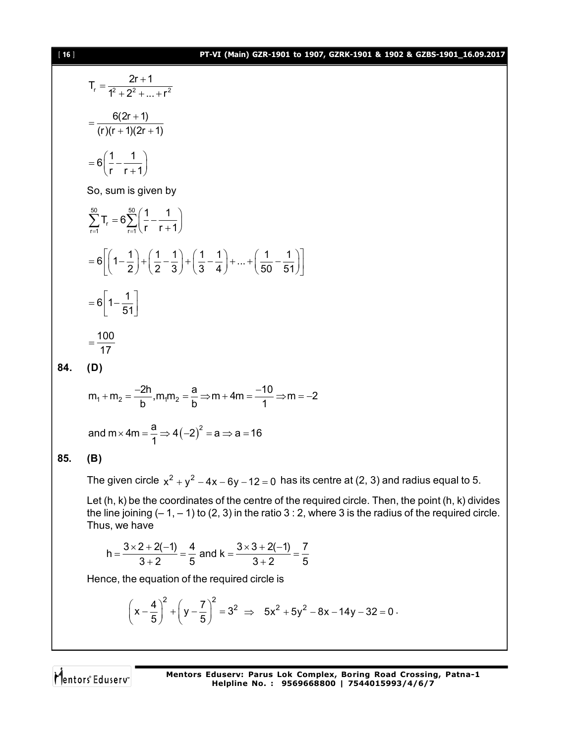$$T_r = \frac{2r+1}{1^2+2^2+...+r^2}$$

$$= \frac{6(2r+1)}{(r)(r+1)(2r+1)}$$

$$= 6\left(\frac{1}{r} - \frac{1}{r+1}\right)$$

So, sum is given by

$$\sum_{r=1}^{50} T_r = 6\sum_{r=1}^{50}\left(\frac{1}{r} - \frac{1}{r+1}\right)$$

$$= 6\left[\left(1-\frac{1}{2}\right) + \left(\frac{1}{2}-\frac{1}{3}\right) + \left(\frac{1}{3}-\frac{1}{4}\right) + ... + \left(\frac{1}{50}-\frac{1}{51}\right)\right]$$

$$= 6\left[1-\frac{1}{51}\right]$$

$$= \frac{100}{17}$$

**84. (D)**

$$m_1 + m_2 = \frac{-2h}{b}, m_1 m_2 = \frac{a}{b} \Rightarrow m + 4m = \frac{-10}{1} \Rightarrow m = -2$$

$$\text{and } m \times 4m = \frac{a}{1} \Rightarrow 4(-2)^2 = a \Rightarrow a = 16$$

**85. (B)**

The given circle $x^2 + y^2 - 4x - 6y - 12 = 0$ has its centre at (2, 3) and radius equal to 5.

Let (h, k) be the coordinates of the centre of the required circle. Then, the point (h, k) divides the line joining (– 1, – 1) to (2, 3) in the ratio 3 : 2, where 3 is the radius of the required circle. Thus, we have

$$h = \frac{3\times 2 + 2(-1)}{3+2} = \frac{4}{5} \text{ and } k = \frac{3\times 3 + 2(-1)}{3+2} = \frac{7}{5}$$

Hence, the equation of the required circle is

$$\left(x - \frac{4}{5}\right)^2 + \left(y - \frac{7}{5}\right)^2 = 3^2 \Rightarrow 5x^2 + 5y^2 - 8x - 14y - 32 = 0.$$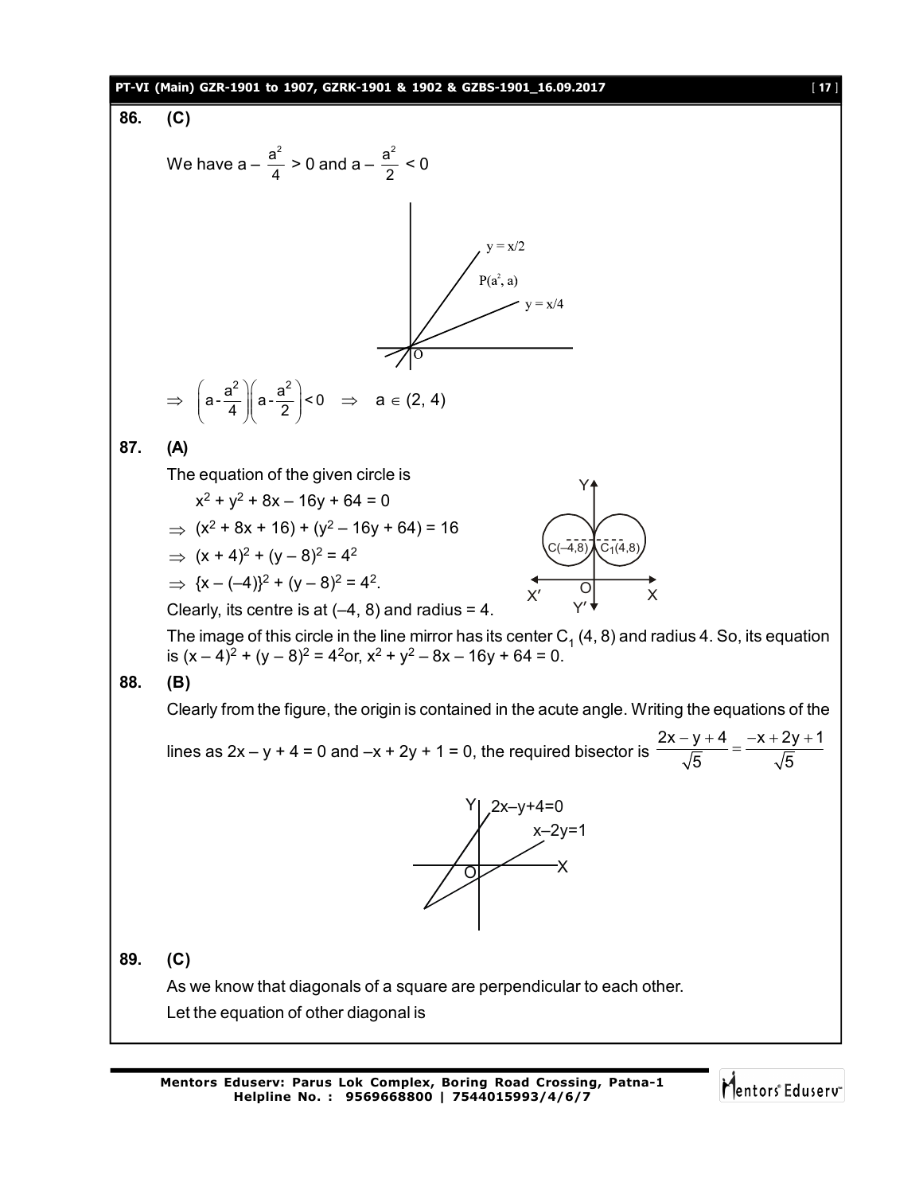**86. (C)**

We have $a - \frac{a^2}{4} > 0$ and $a - \frac{a^2}{2} < 0$

$\Rightarrow \left(a - \frac{a^2}{4}\right)\left(a - \frac{a^2}{2}\right) < 0 \Rightarrow a \in (2, 4)$

**87. (A)**

The equation of the given circle is

$x^2 + y^2 + 8x - 16y + 64 = 0$

$\Rightarrow (x^2 + 8x + 16) + (y^2 - 16y + 64) = 16$

$\Rightarrow (x + 4)^2 + (y - 8)^2 = 4^2$

$\Rightarrow \{x - (-4)\}^2 + (y - 8)^2 = 4^2$.

Clearly, its centre is at (–4, 8) and radius = 4.

The image of this circle in the line mirror has its center $C_1$ (4, 8) and radius 4. So, its equation is $(x - 4)^2 + (y - 8)^2 = 4^2$ or, $x^2 + y^2 - 8x - 16y + 64 = 0$.

**88. (B)**

Clearly from the figure, the origin is contained in the acute angle. Writing the equations of the lines as $2x - y + 4 = 0$ and $-x + 2y + 1 = 0$, the required bisector is $\frac{2x - y + 4}{\sqrt{5}} = \frac{-x + 2y + 1}{\sqrt{5}}$

**89. (C)**

As we know that diagonals of a square are perpendicular to each other.

Let the equation of other diagonal is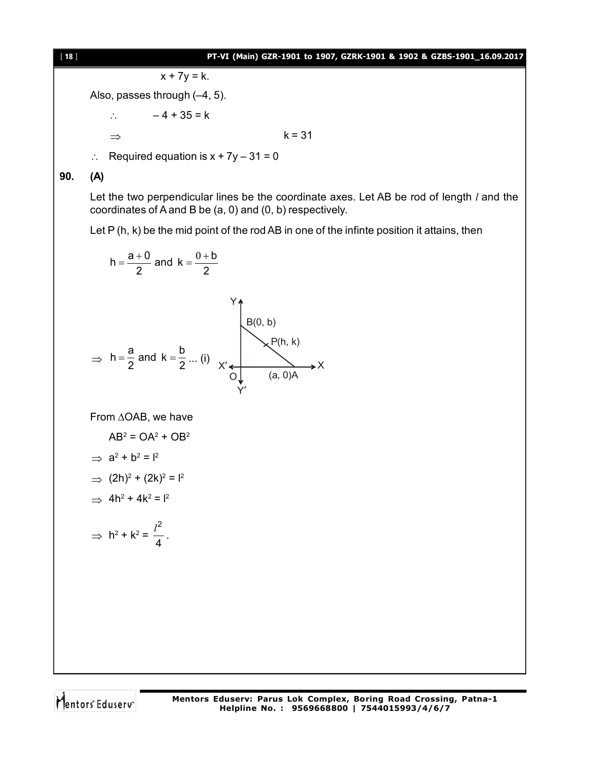$x + 7y = k.$

Also, passes through (–4, 5).

$\therefore \quad -4 + 35 = k$

$\Rightarrow \quad k = 31$

$\therefore$ Required equation is $x + 7y - 31 = 0$

**90. (A)**

Let the two perpendicular lines be the coordinate axes. Let AB be rod of length $l$ and the coordinates of A and B be (a, 0) and (0, b) respectively.

Let P (h, k) be the mid point of the rod AB in one of the infinte position it attains, then

$$h = \frac{a+0}{2} \text{ and } k = \frac{0+b}{2}$$

$$\Rightarrow h = \frac{a}{2} \text{ and } k = \frac{b}{2} \text{ ... (i)}$$

Y
B(0, b)
P(h, k)
X′
X
O
(a, 0)A
Y′

From $\Delta$OAB, we have

$AB^2 = OA^2 + OB^2$

$\Rightarrow a^2 + b^2 = l^2$

$\Rightarrow (2h)^2 + (2k)^2 = l^2$

$\Rightarrow 4h^2 + 4k^2 = l^2$

$\Rightarrow h^2 + k^2 = \frac{l^2}{4}.$